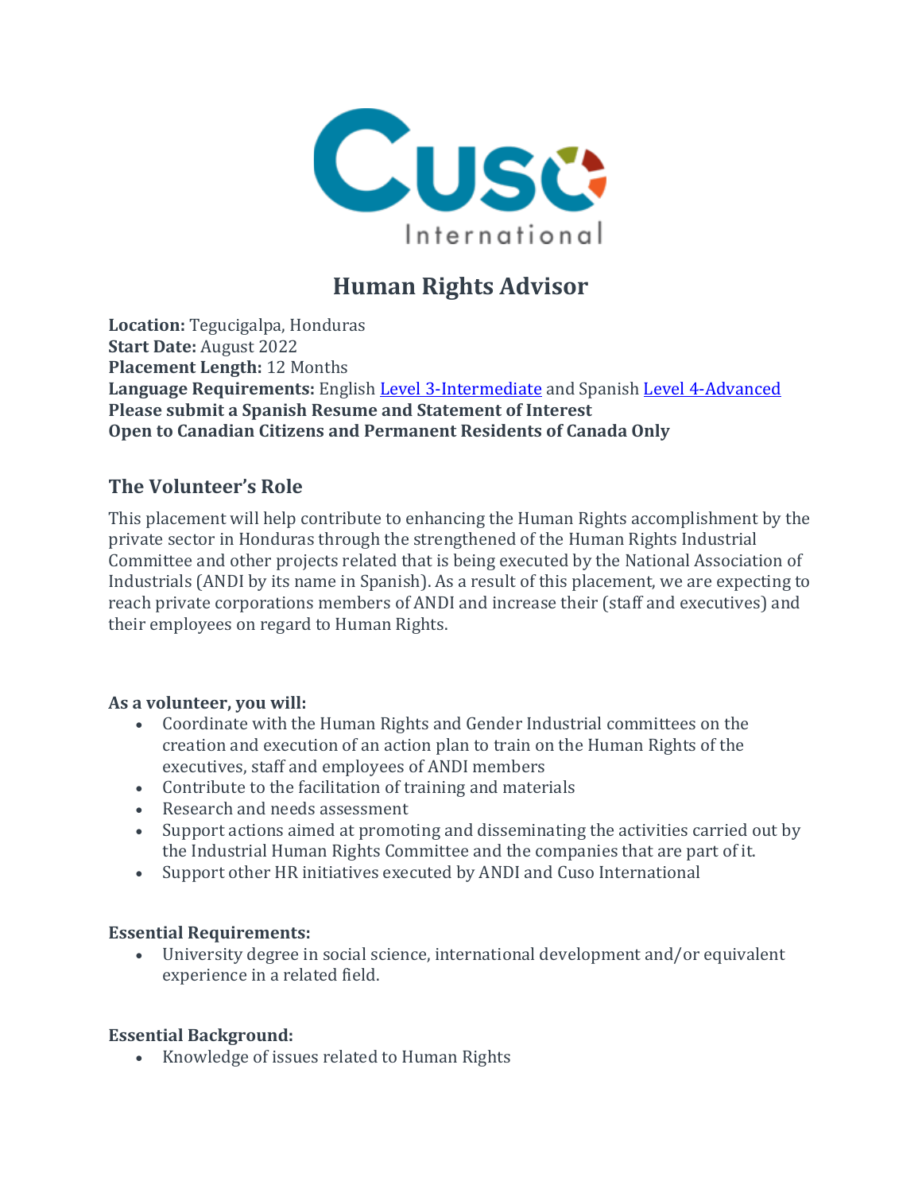# Human Rights Advisor

**Location:** Tegucigalpa, Honduras
**Start Date:** August 2022
**Placement Length:** 12 Months
**Language Requirements:** English Level 3-Intermediate and Spanish Level 4-Advanced
**Please submit a Spanish Resume and Statement of Interest**
**Open to Canadian Citizens and Permanent Residents of Canada Only**

## The Volunteer's Role

This placement will help contribute to enhancing the Human Rights accomplishment by the private sector in Honduras through the strengthened of the Human Rights Industrial Committee and other projects related that is being executed by the National Association of Industrials (ANDI by its name in Spanish). As a result of this placement, we are expecting to reach private corporations members of ANDI and increase their (staff and executives) and their employees on regard to Human Rights.

**As a volunteer, you will:**

- Coordinate with the Human Rights and Gender Industrial committees on the creation and execution of an action plan to train on the Human Rights of the executives, staff and employees of ANDI members
- Contribute to the facilitation of training and materials
- Research and needs assessment
- Support actions aimed at promoting and disseminating the activities carried out by the Industrial Human Rights Committee and the companies that are part of it.
- Support other HR initiatives executed by ANDI and Cuso International

**Essential Requirements:**

- University degree in social science, international development and/or equivalent experience in a related field.

**Essential Background:**

- Knowledge of issues related to Human Rights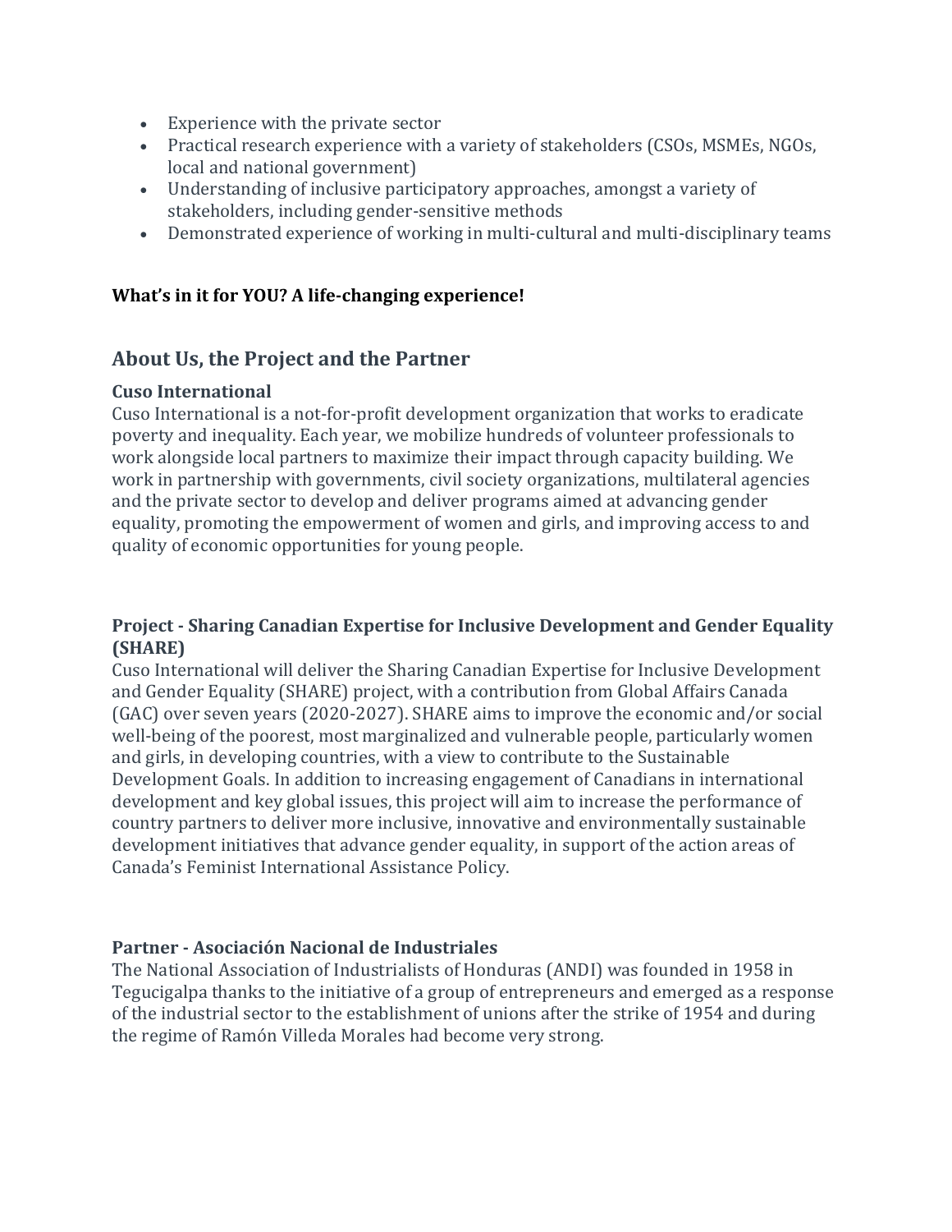- Experience with the private sector
- Practical research experience with a variety of stakeholders (CSOs, MSMEs, NGOs, local and national government)
- Understanding of inclusive participatory approaches, amongst a variety of stakeholders, including gender-sensitive methods
- Demonstrated experience of working in multi-cultural and multi-disciplinary teams

**What's in it for YOU? A life-changing experience!**

## About Us, the Project and the Partner

**Cuso International**
Cuso International is a not-for-profit development organization that works to eradicate poverty and inequality. Each year, we mobilize hundreds of volunteer professionals to work alongside local partners to maximize their impact through capacity building. We work in partnership with governments, civil society organizations, multilateral agencies and the private sector to develop and deliver programs aimed at advancing gender equality, promoting the empowerment of women and girls, and improving access to and quality of economic opportunities for young people.

**Project - Sharing Canadian Expertise for Inclusive Development and Gender Equality (SHARE)**
Cuso International will deliver the Sharing Canadian Expertise for Inclusive Development and Gender Equality (SHARE) project, with a contribution from Global Affairs Canada (GAC) over seven years (2020-2027). SHARE aims to improve the economic and/or social well-being of the poorest, most marginalized and vulnerable people, particularly women and girls, in developing countries, with a view to contribute to the Sustainable Development Goals. In addition to increasing engagement of Canadians in international development and key global issues, this project will aim to increase the performance of country partners to deliver more inclusive, innovative and environmentally sustainable development initiatives that advance gender equality, in support of the action areas of Canada's Feminist International Assistance Policy.

**Partner - Asociación Nacional de Industriales**
The National Association of Industrialists of Honduras (ANDI) was founded in 1958 in Tegucigalpa thanks to the initiative of a group of entrepreneurs and emerged as a response of the industrial sector to the establishment of unions after the strike of 1954 and during the regime of Ramón Villeda Morales had become very strong.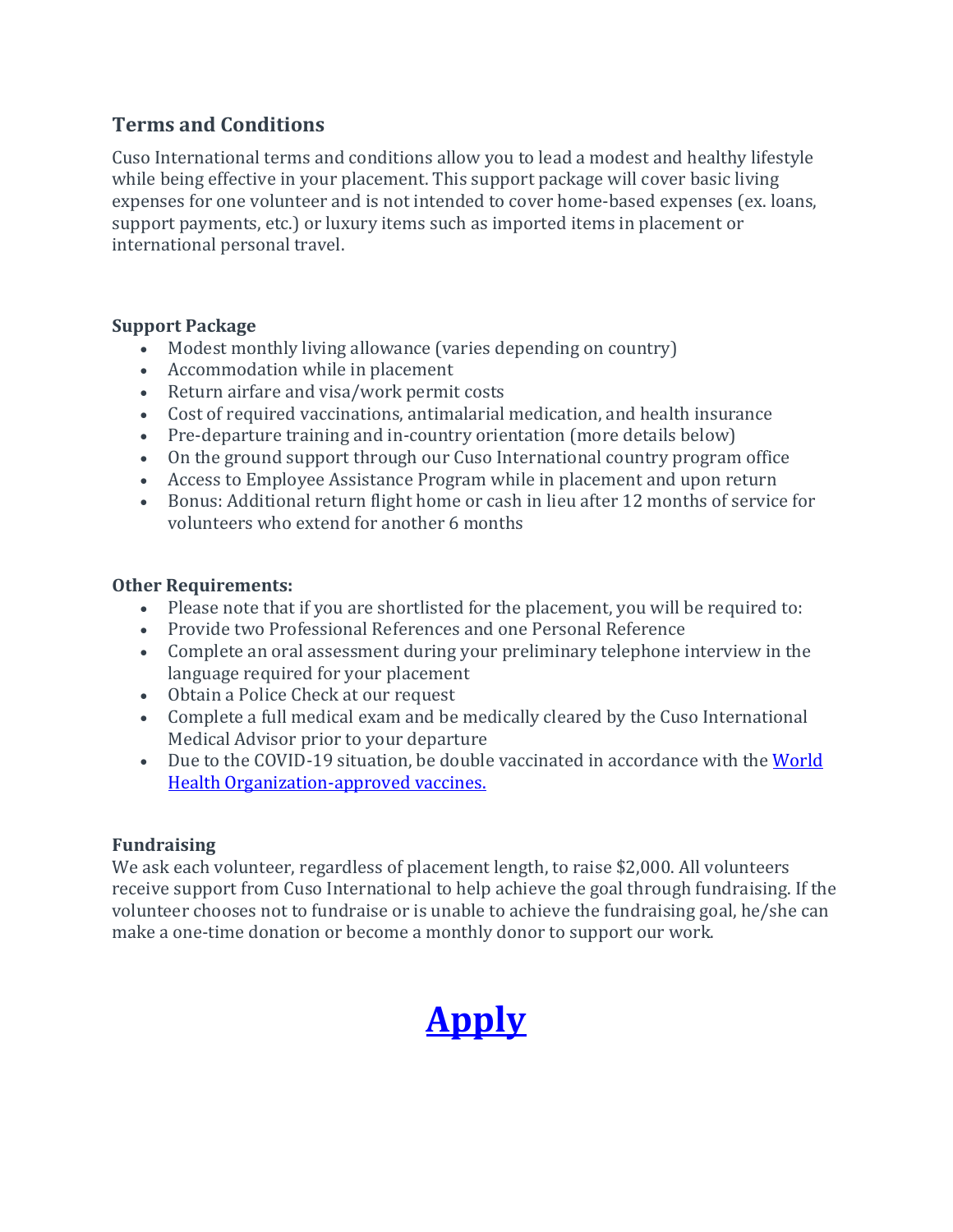## Terms and Conditions

Cuso International terms and conditions allow you to lead a modest and healthy lifestyle while being effective in your placement. This support package will cover basic living expenses for one volunteer and is not intended to cover home-based expenses (ex. loans, support payments, etc.) or luxury items such as imported items in placement or international personal travel.

**Support Package**

- Modest monthly living allowance (varies depending on country)
- Accommodation while in placement
- Return airfare and visa/work permit costs
- Cost of required vaccinations, antimalarial medication, and health insurance
- Pre-departure training and in-country orientation (more details below)
- On the ground support through our Cuso International country program office
- Access to Employee Assistance Program while in placement and upon return
- Bonus: Additional return flight home or cash in lieu after 12 months of service for volunteers who extend for another 6 months

**Other Requirements:**

- Please note that if you are shortlisted for the placement, you will be required to:
- Provide two Professional References and one Personal Reference
- Complete an oral assessment during your preliminary telephone interview in the language required for your placement
- Obtain a Police Check at our request
- Complete a full medical exam and be medically cleared by the Cuso International Medical Advisor prior to your departure
- Due to the COVID-19 situation, be double vaccinated in accordance with the [World Health Organization-approved vaccines.]()

**Fundraising**

We ask each volunteer, regardless of placement length, to raise $2,000. All volunteers receive support from Cuso International to help achieve the goal through fundraising. If the volunteer chooses not to fundraise or is unable to achieve the fundraising goal, he/she can make a one-time donation or become a monthly donor to support our work.

# [Apply]()